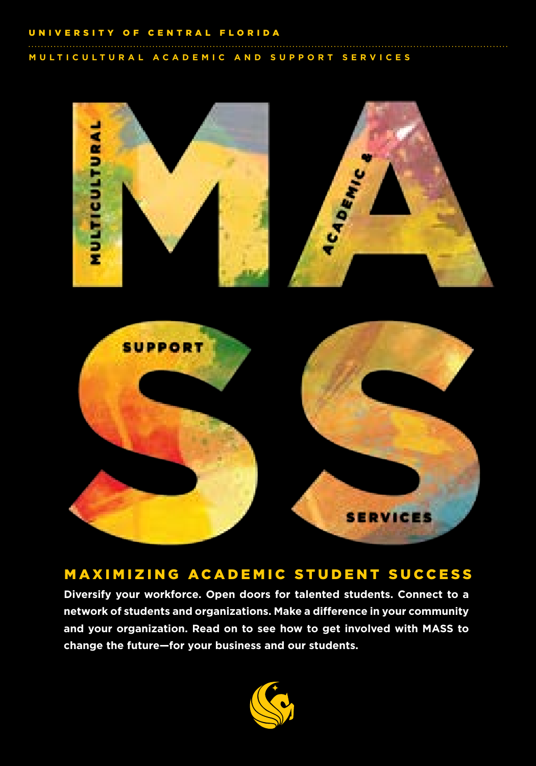UNIVERSITY OF CENTRAL FLORIDA

MULTICULTURAL ACADEMIC AND SUPPORT SERVICES

# MASS

MULTICULTURAL ACADEMIC & SUPPORT SERVICES

## MAXIMIZING ACADEMIC STUDENT SUCCESS

**Diversify your workforce. Open doors for talented students. Connect to a network of students and organizations. Make a difference in your community and your organization. Read on to see how to get involved with MASS to change the future—for your business and our students.**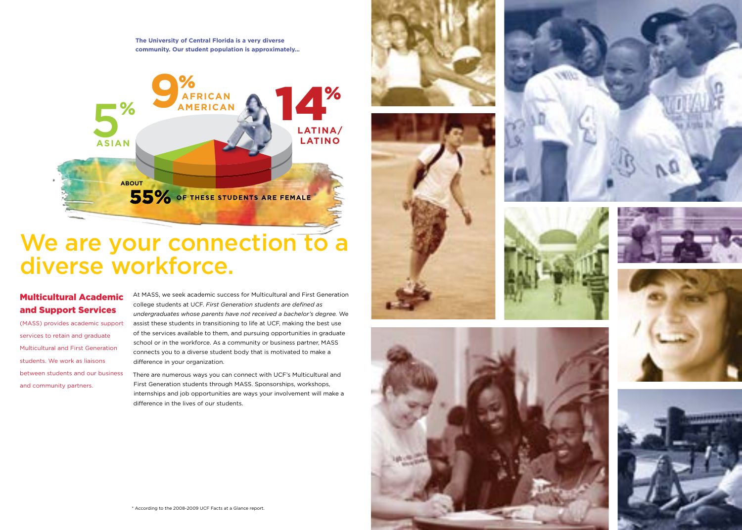The University of Central Florida is a very diverse community. Our student population is approximately...

5% ASIAN

9% AFRICAN AMERICAN

14% LATINA/LATINO

ABOUT 55% OF THESE STUDENTS ARE FEMALE*

# We are your connection to a diverse workforce.

**Multicultural Academic and Support Services** (MASS) provides academic support services to retain and graduate Multicultural and First Generation students. We work as liaisons between students and our business and community partners.

At MASS, we seek academic success for Multicultural and First Generation college students at UCF. *First Generation students are defined as undergraduates whose parents have not received a bachelor's degree.* We assist these students in transitioning to life at UCF, making the best use of the services available to them, and pursuing opportunities in graduate school or in the workforce. As a community or business partner, MASS connects you to a diverse student body that is motivated to make a difference in your organization.

There are numerous ways you can connect with UCF's Multicultural and First Generation students through MASS. Sponsorships, workshops, internships and job opportunities are ways your involvement will make a difference in the lives of our students.

* According to the 2008-2009 UCF Facts at a Glance report.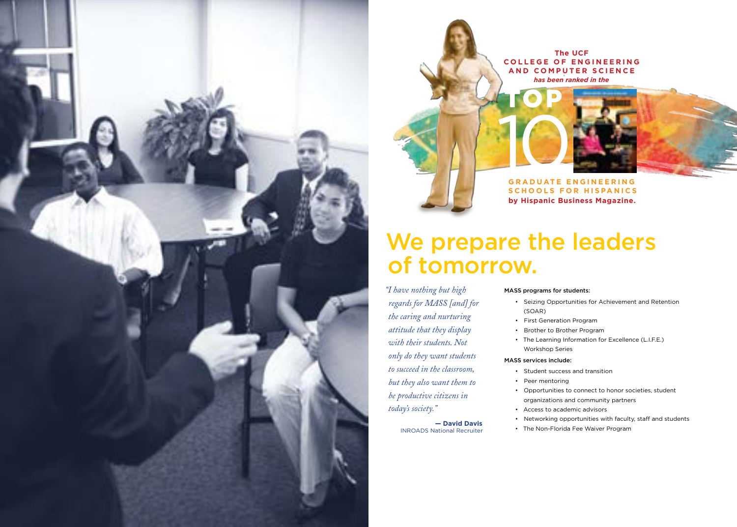The UCF **COLLEGE OF ENGINEERING AND COMPUTER SCIENCE** *has been ranked in the*

**TOP 10**

**GRADUATE ENGINEERING SCHOOLS FOR HISPANICS by Hispanic Business Magazine.**

# We prepare the leaders of tomorrow.

*"I have nothing but high regards for MASS [and] for the caring and nurturing attitude that they display with their students. Not only do they want students to succeed in the classroom, but they also want them to be productive citizens in today's society."*

**— David Davis**
INROADS National Recruiter

MASS programs for students:

- Seizing Opportunities for Achievement and Retention (SOAR)
- First Generation Program
- Brother to Brother Program
- The Learning Information for Excellence (L.I.F.E.) Workshop Series

MASS services include:

- Student success and transition
- Peer mentoring
- Opportunities to connect to honor societies, student organizations and community partners
- Access to academic advisors
- Networking opportunities with faculty, staff and students
- The Non-Florida Fee Waiver Program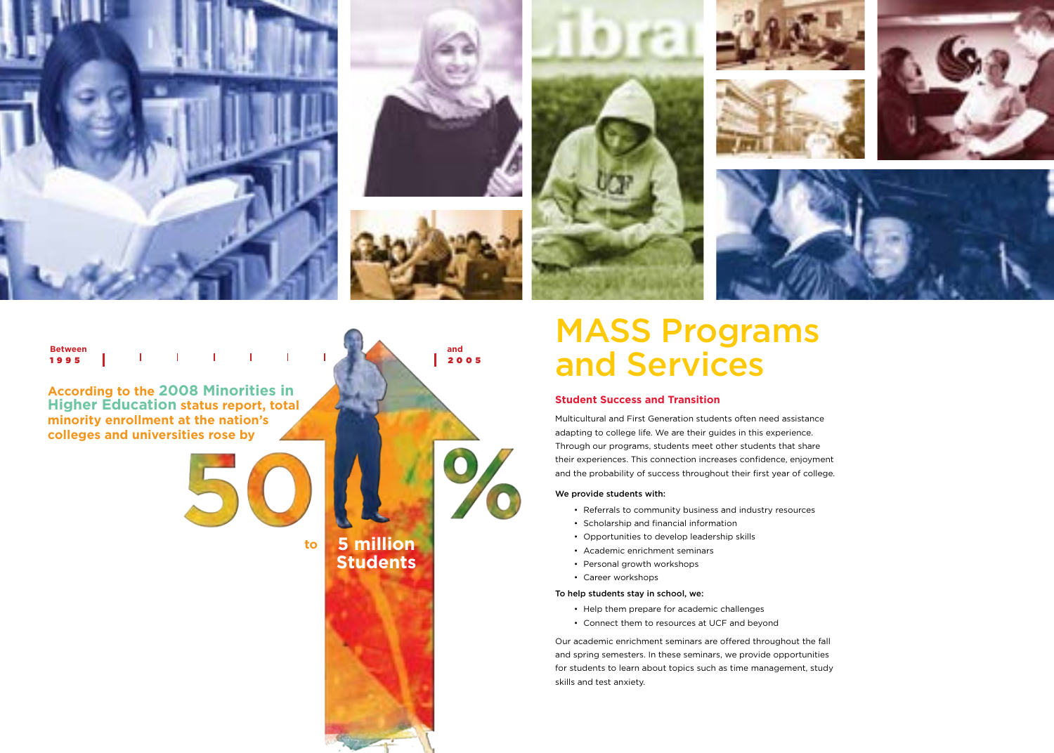Between 1995 and 2005

According to the 2008 Minorities in Higher Education status report, total minority enrollment at the nation's colleges and universities rose by 50% to 5 million Students

# MASS Programs and Services

## Student Success and Transition

Multicultural and First Generation students often need assistance adapting to college life. We are their guides in this experience. Through our programs, students meet other students that share their experiences. This connection increases confidence, enjoyment and the probability of success throughout their first year of college.

**We provide students with:**

- Referrals to community business and industry resources
- Scholarship and financial information
- Opportunities to develop leadership skills
- Academic enrichment seminars
- Personal growth workshops
- Career workshops

**To help students stay in school, we:**

- Help them prepare for academic challenges
- Connect them to resources at UCF and beyond

Our academic enrichment seminars are offered throughout the fall and spring semesters. In these seminars, we provide opportunities for students to learn about topics such as time management, study skills and test anxiety.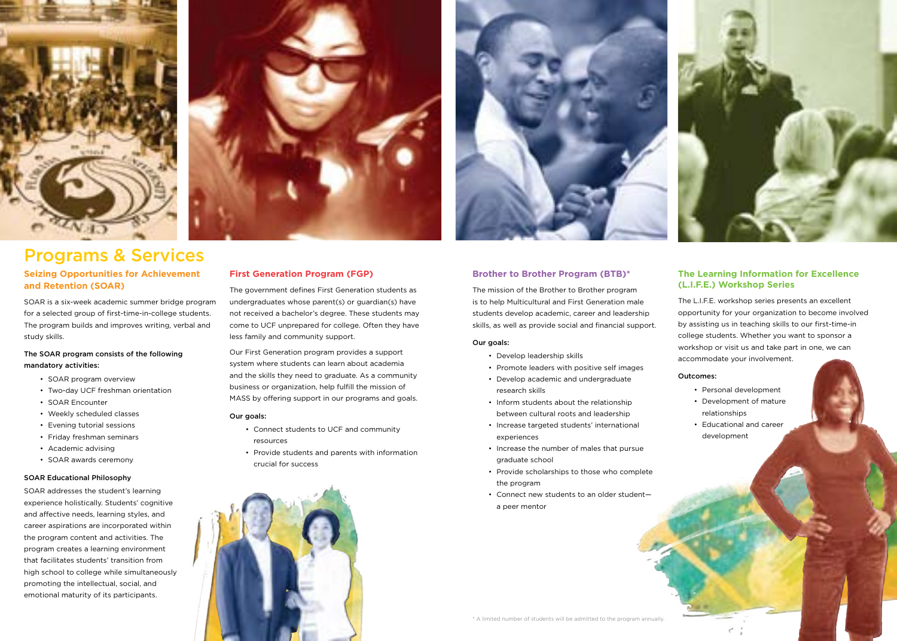# Programs & Services

## Seizing Opportunities for Achievement and Retention (SOAR)

SOAR is a six-week academic summer bridge program for a selected group of first-time-in-college students. The program builds and improves writing, verbal and study skills.

**The SOAR program consists of the following mandatory activities:**

- SOAR program overview
- Two-day UCF freshman orientation
- SOAR Encounter
- Weekly scheduled classes
- Evening tutorial sessions
- Friday freshman seminars
- Academic advising
- SOAR awards ceremony

**SOAR Educational Philosophy**

SOAR addresses the student's learning experience holistically. Students' cognitive and affective needs, learning styles, and career aspirations are incorporated within the program content and activities. The program creates a learning environment that facilitates students' transition from high school to college while simultaneously promoting the intellectual, social, and emotional maturity of its participants.

## First Generation Program (FGP)

The government defines First Generation students as undergraduates whose parent(s) or guardian(s) have not received a bachelor's degree. These students may come to UCF unprepared for college. Often they have less family and community support.

Our First Generation program provides a support system where students can learn about academia and the skills they need to graduate. As a community business or organization, help fulfill the mission of MASS by offering support in our programs and goals.

**Our goals:**

- Connect students to UCF and community resources
- Provide students and parents with information crucial for success

## Brother to Brother Program (BTB)*

The mission of the Brother to Brother program is to help Multicultural and First Generation male students develop academic, career and leadership skills, as well as provide social and financial support.

**Our goals:**

- Develop leadership skills
- Promote leaders with positive self images
- Develop academic and undergraduate research skills
- Inform students about the relationship between cultural roots and leadership
- Increase targeted students' international experiences
- Increase the number of males that pursue graduate school
- Provide scholarships to those who complete the program
- Connect new students to an older student—a peer mentor

* A limited number of students will be admitted to the program annually.

## The Learning Information for Excellence (L.I.F.E.) Workshop Series

The L.I.F.E. workshop series presents an excellent opportunity for your organization to become involved by assisting us in teaching skills to our first-time-in college students. Whether you want to sponsor a workshop or visit us and take part in one, we can accommodate your involvement.

**Outcomes:**

- Personal development
- Development of mature relationships
- Educational and career development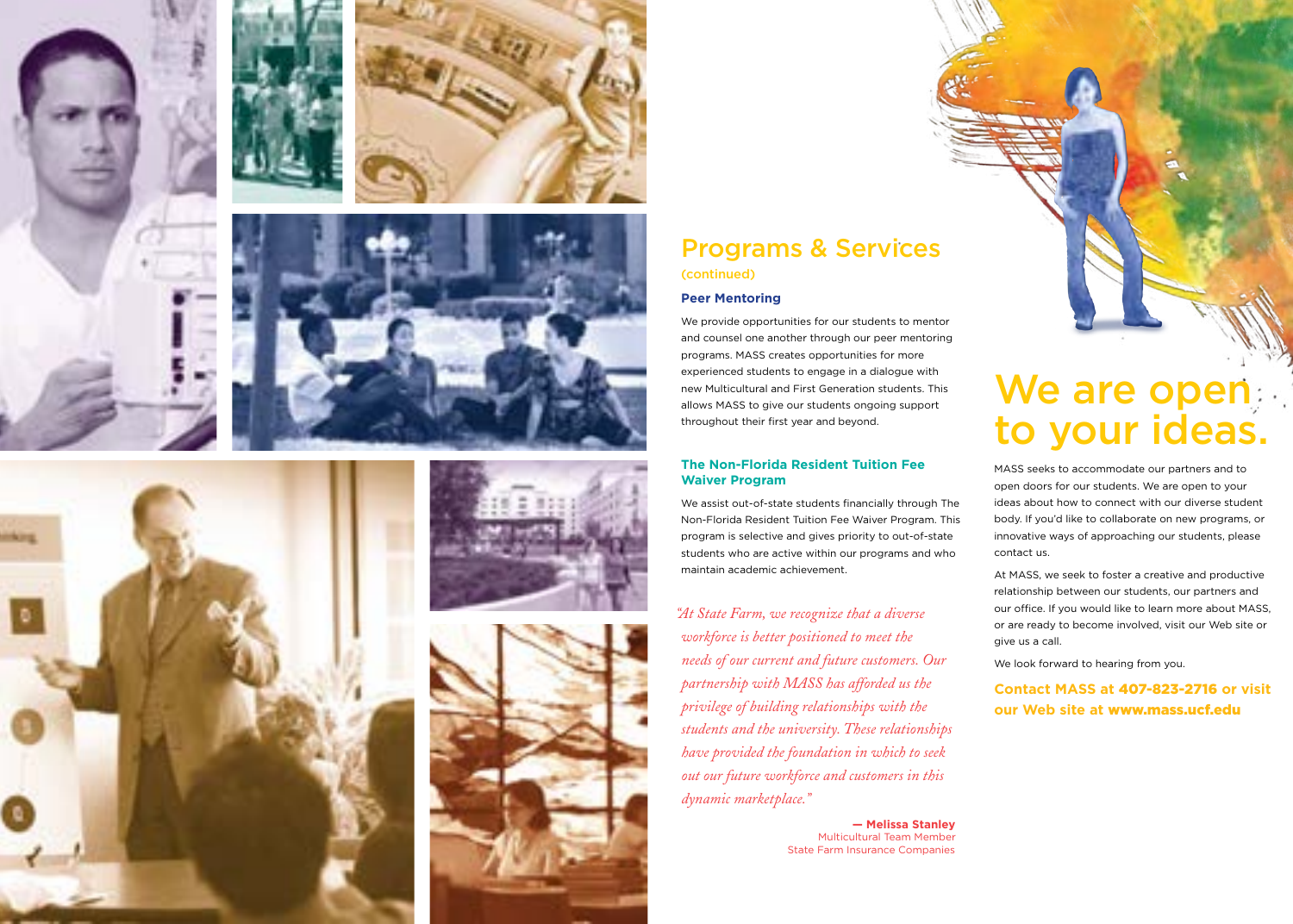## Programs & Services

(continued)

### Peer Mentoring

We provide opportunities for our students to mentor and counsel one another through our peer mentoring programs. MASS creates opportunities for more experienced students to engage in a dialogue with new Multicultural and First Generation students. This allows MASS to give our students ongoing support throughout their first year and beyond.

### The Non-Florida Resident Tuition Fee Waiver Program

We assist out-of-state students financially through The Non-Florida Resident Tuition Fee Waiver Program. This program is selective and gives priority to out-of-state students who are active within our programs and who maintain academic achievement.

*"At State Farm, we recognize that a diverse workforce is better positioned to meet the needs of our current and future customers. Our partnership with MASS has afforded us the privilege of building relationships with the students and the university. These relationships have provided the foundation in which to seek out our future workforce and customers in this dynamic marketplace."*

**— Melissa Stanley**
Multicultural Team Member
State Farm Insurance Companies

# We are open to your ideas.

MASS seeks to accommodate our partners and to open doors for our students. We are open to your ideas about how to connect with our diverse student body. If you'd like to collaborate on new programs, or innovative ways of approaching our students, please contact us.

At MASS, we seek to foster a creative and productive relationship between our students, our partners and our office. If you would like to learn more about MASS, or are ready to become involved, visit our Web site or give us a call.

We look forward to hearing from you.

**Contact MASS at 407-823-2716 or visit our Web site at www.mass.ucf.edu**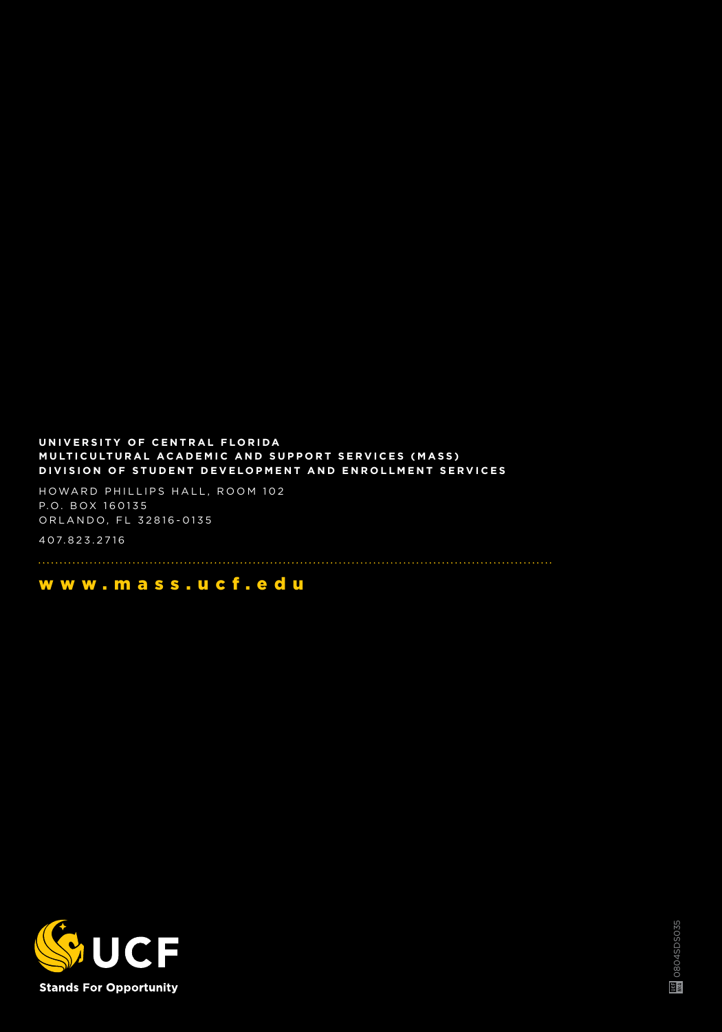**UNIVERSITY OF CENTRAL FLORIDA**
**MULTICULTURAL ACADEMIC AND SUPPORT SERVICES (MASS)**
**DIVISION OF STUDENT DEVELOPMENT AND ENROLLMENT SERVICES**

HOWARD PHILLIPS HALL, ROOM 102
P.O. BOX 160135
ORLANDO, FL 32816-0135

407.823.2716

**www.mass.ucf.edu**

UCF

Stands For Opportunity

0804SDS035